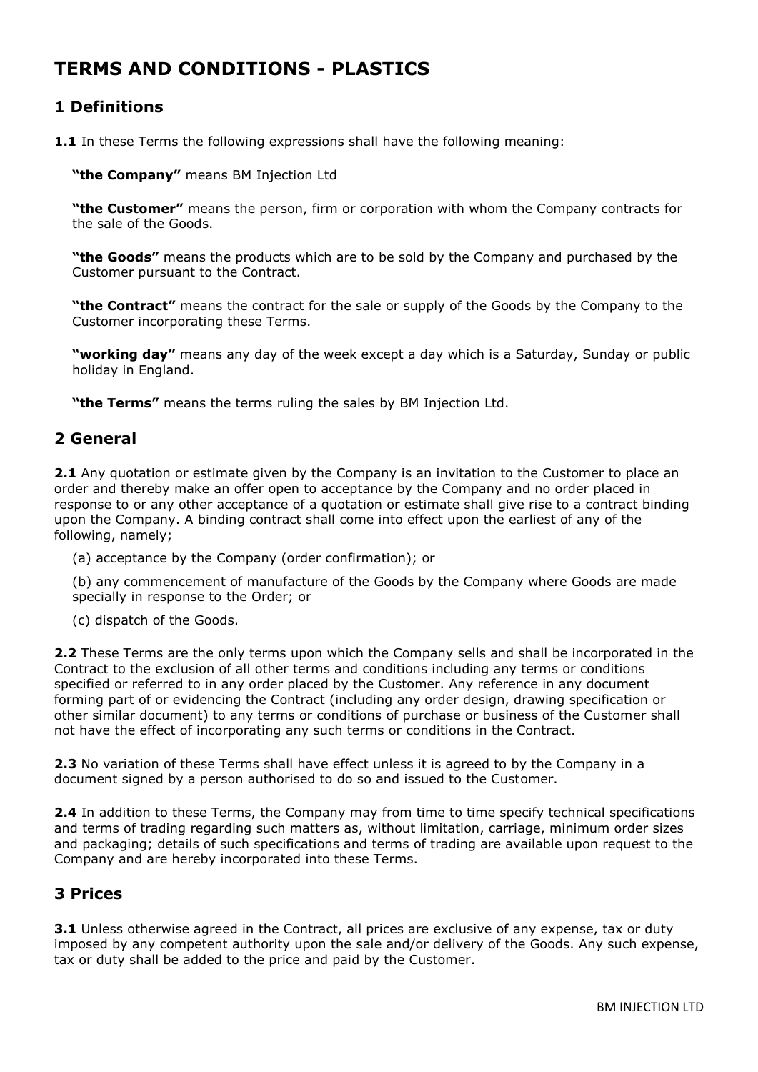# TERMS AND CONDITIONS - PLASTICS

## 1 Definitions

**1.1** In these Terms the following expressions shall have the following meaning:

**"the Company"** means BM Injection Ltd

**"the Customer"** means the person, firm or corporation with whom the Company contracts for the sale of the Goods.

**"the Goods"** means the products which are to be sold by the Company and purchased by the Customer pursuant to the Contract.

**"the Contract"** means the contract for the sale or supply of the Goods by the Company to the Customer incorporating these Terms.

**"working day"** means any day of the week except a day which is a Saturday, Sunday or public holiday in England.

**"the Terms"** means the terms ruling the sales by BM Injection Ltd.

## 2 General

**2.1** Any quotation or estimate given by the Company is an invitation to the Customer to place an order and thereby make an offer open to acceptance by the Company and no order placed in response to or any other acceptance of a quotation or estimate shall give rise to a contract binding upon the Company. A binding contract shall come into effect upon the earliest of any of the following, namely;

(a) acceptance by the Company (order confirmation); or

(b) any commencement of manufacture of the Goods by the Company where Goods are made specially in response to the Order; or

(c) dispatch of the Goods.

**2.2** These Terms are the only terms upon which the Company sells and shall be incorporated in the Contract to the exclusion of all other terms and conditions including any terms or conditions specified or referred to in any order placed by the Customer. Any reference in any document forming part of or evidencing the Contract (including any order design, drawing specification or other similar document) to any terms or conditions of purchase or business of the Customer shall not have the effect of incorporating any such terms or conditions in the Contract.

**2.3** No variation of these Terms shall have effect unless it is agreed to by the Company in a document signed by a person authorised to do so and issued to the Customer.

**2.4** In addition to these Terms, the Company may from time to time specify technical specifications and terms of trading regarding such matters as, without limitation, carriage, minimum order sizes and packaging; details of such specifications and terms of trading are available upon request to the Company and are hereby incorporated into these Terms.

## 3 Prices

**3.1** Unless otherwise agreed in the Contract, all prices are exclusive of any expense, tax or duty imposed by any competent authority upon the sale and/or delivery of the Goods. Any such expense, tax or duty shall be added to the price and paid by the Customer.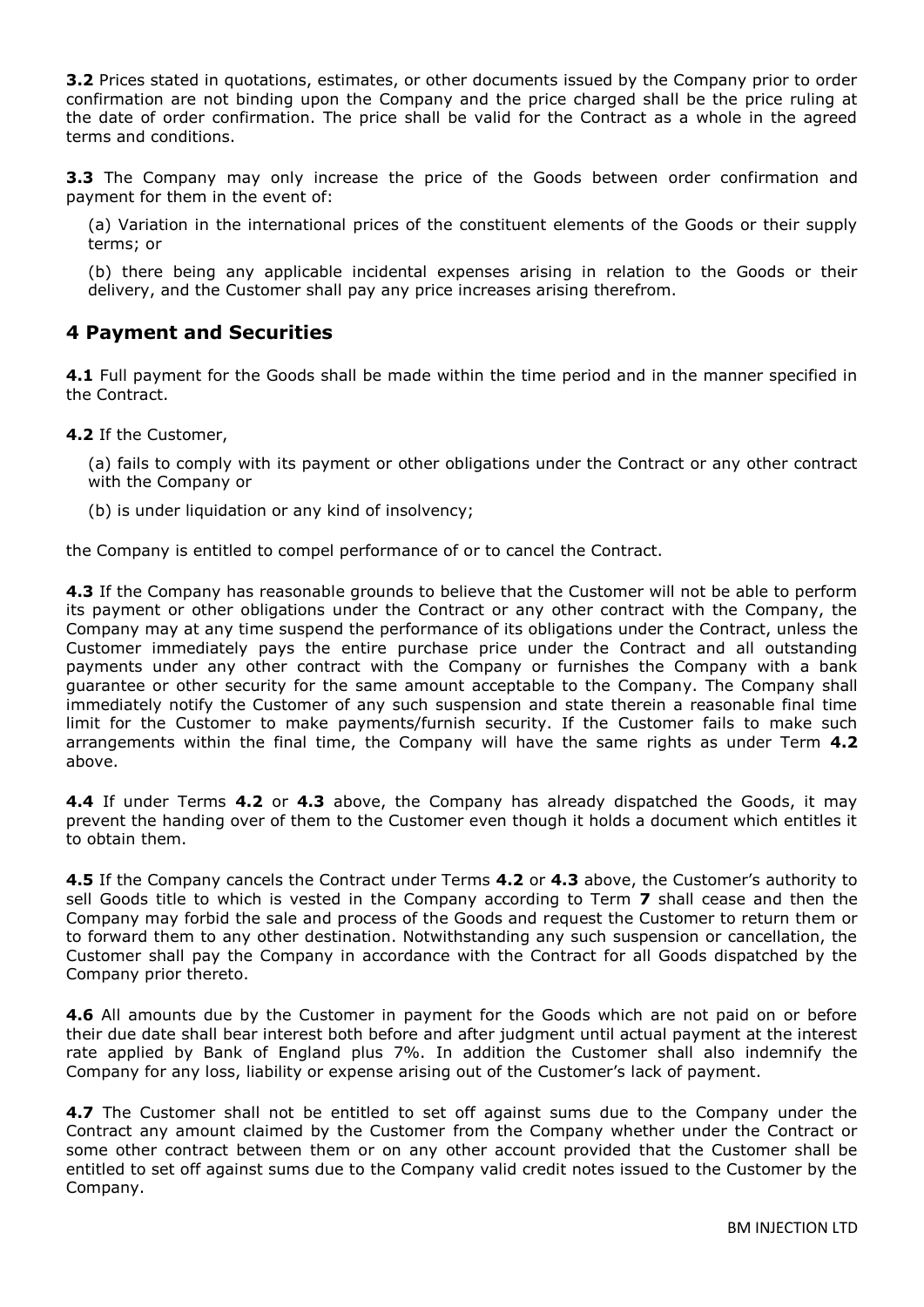**3.2** Prices stated in quotations, estimates, or other documents issued by the Company prior to order confirmation are not binding upon the Company and the price charged shall be the price ruling at the date of order confirmation. The price shall be valid for the Contract as a whole in the agreed terms and conditions.

**3.3** The Company may only increase the price of the Goods between order confirmation and payment for them in the event of:

(a) Variation in the international prices of the constituent elements of the Goods or their supply terms; or

(b) there being any applicable incidental expenses arising in relation to the Goods or their delivery, and the Customer shall pay any price increases arising therefrom.

## 4 Payment and Securities

**4.1** Full payment for the Goods shall be made within the time period and in the manner specified in the Contract.

**4.2** If the Customer,

(a) fails to comply with its payment or other obligations under the Contract or any other contract with the Company or

(b) is under liquidation or any kind of insolvency;

the Company is entitled to compel performance of or to cancel the Contract.

**4.3** If the Company has reasonable grounds to believe that the Customer will not be able to perform its payment or other obligations under the Contract or any other contract with the Company, the Company may at any time suspend the performance of its obligations under the Contract, unless the Customer immediately pays the entire purchase price under the Contract and all outstanding payments under any other contract with the Company or furnishes the Company with a bank guarantee or other security for the same amount acceptable to the Company. The Company shall immediately notify the Customer of any such suspension and state therein a reasonable final time limit for the Customer to make payments/furnish security. If the Customer fails to make such arrangements within the final time, the Company will have the same rights as under Term **4.2** above.

**4.4** If under Terms **4.2** or **4.3** above, the Company has already dispatched the Goods, it may prevent the handing over of them to the Customer even though it holds a document which entitles it to obtain them.

**4.5** If the Company cancels the Contract under Terms **4.2** or **4.3** above, the Customer's authority to sell Goods title to which is vested in the Company according to Term **7** shall cease and then the Company may forbid the sale and process of the Goods and request the Customer to return them or to forward them to any other destination. Notwithstanding any such suspension or cancellation, the Customer shall pay the Company in accordance with the Contract for all Goods dispatched by the Company prior thereto.

**4.6** All amounts due by the Customer in payment for the Goods which are not paid on or before their due date shall bear interest both before and after judgment until actual payment at the interest rate applied by Bank of England plus 7%. In addition the Customer shall also indemnify the Company for any loss, liability or expense arising out of the Customer's lack of payment.

**4.7** The Customer shall not be entitled to set off against sums due to the Company under the Contract any amount claimed by the Customer from the Company whether under the Contract or some other contract between them or on any other account provided that the Customer shall be entitled to set off against sums due to the Company valid credit notes issued to the Customer by the Company.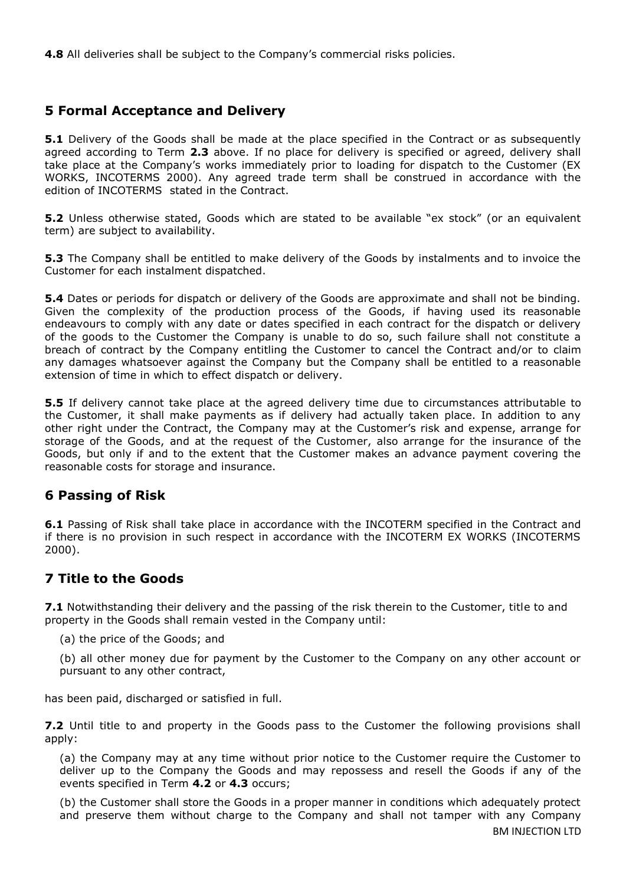**4.8** All deliveries shall be subject to the Company's commercial risks policies.

## 5 Formal Acceptance and Delivery

**5.1** Delivery of the Goods shall be made at the place specified in the Contract or as subsequently agreed according to Term **2.3** above. If no place for delivery is specified or agreed, delivery shall take place at the Company's works immediately prior to loading for dispatch to the Customer (EX WORKS, INCOTERMS 2000). Any agreed trade term shall be construed in accordance with the edition of INCOTERMS stated in the Contract.

**5.2** Unless otherwise stated, Goods which are stated to be available "ex stock" (or an equivalent term) are subject to availability.

**5.3** The Company shall be entitled to make delivery of the Goods by instalments and to invoice the Customer for each instalment dispatched.

**5.4** Dates or periods for dispatch or delivery of the Goods are approximate and shall not be binding. Given the complexity of the production process of the Goods, if having used its reasonable endeavours to comply with any date or dates specified in each contract for the dispatch or delivery of the goods to the Customer the Company is unable to do so, such failure shall not constitute a breach of contract by the Company entitling the Customer to cancel the Contract and/or to claim any damages whatsoever against the Company but the Company shall be entitled to a reasonable extension of time in which to effect dispatch or delivery.

**5.5** If delivery cannot take place at the agreed delivery time due to circumstances attributable to the Customer, it shall make payments as if delivery had actually taken place. In addition to any other right under the Contract, the Company may at the Customer's risk and expense, arrange for storage of the Goods, and at the request of the Customer, also arrange for the insurance of the Goods, but only if and to the extent that the Customer makes an advance payment covering the reasonable costs for storage and insurance.

## 6 Passing of Risk

**6.1** Passing of Risk shall take place in accordance with the INCOTERM specified in the Contract and if there is no provision in such respect in accordance with the INCOTERM EX WORKS (INCOTERMS 2000).

## 7 Title to the Goods

**7.1** Notwithstanding their delivery and the passing of the risk therein to the Customer, title to and property in the Goods shall remain vested in the Company until:

(a) the price of the Goods; and

(b) all other money due for payment by the Customer to the Company on any other account or pursuant to any other contract,

has been paid, discharged or satisfied in full.

**7.2** Until title to and property in the Goods pass to the Customer the following provisions shall apply:

(a) the Company may at any time without prior notice to the Customer require the Customer to deliver up to the Company the Goods and may repossess and resell the Goods if any of the events specified in Term **4.2** or **4.3** occurs;

(b) the Customer shall store the Goods in a proper manner in conditions which adequately protect and preserve them without charge to the Company and shall not tamper with any Company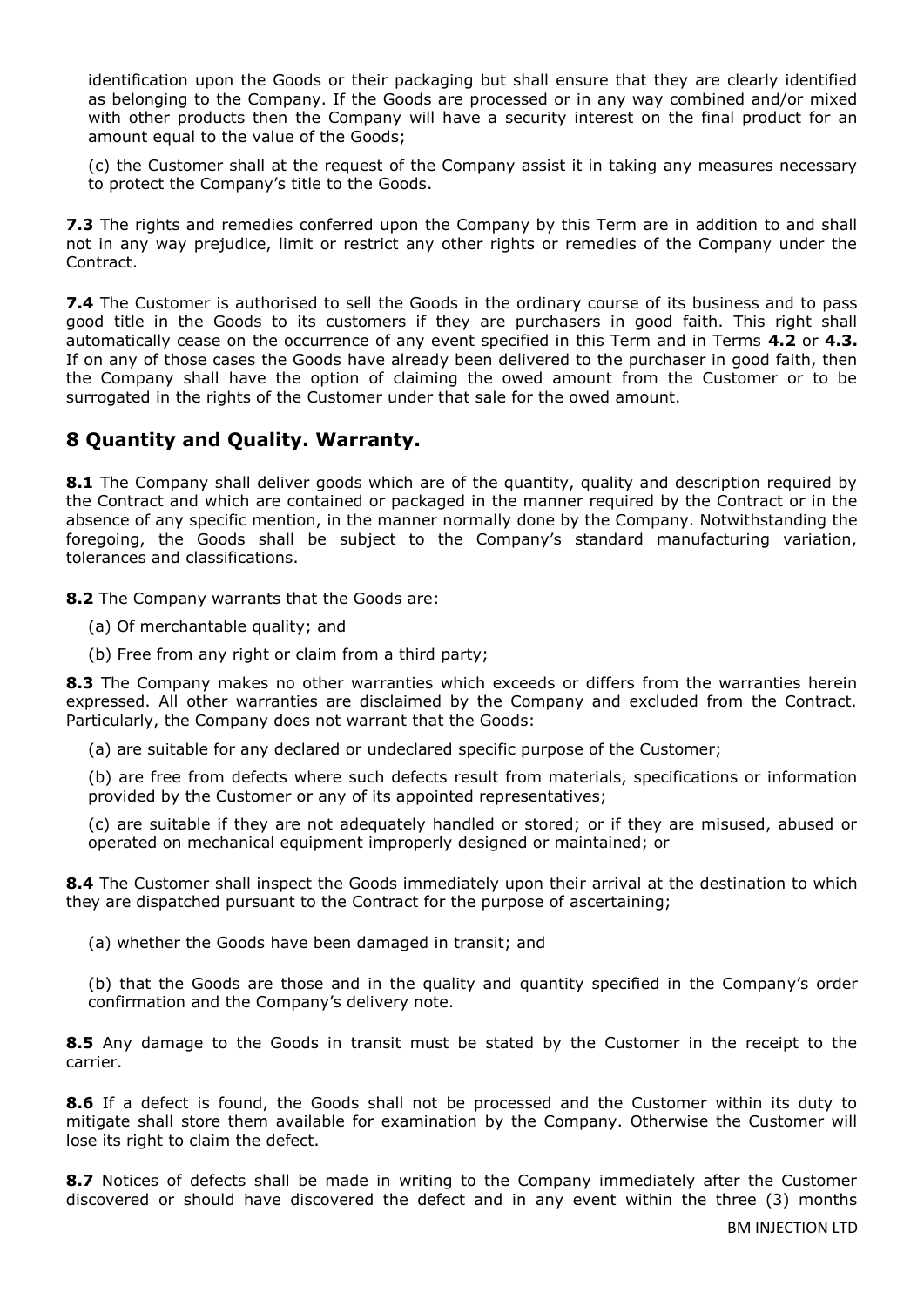identification upon the Goods or their packaging but shall ensure that they are clearly identified as belonging to the Company. If the Goods are processed or in any way combined and/or mixed with other products then the Company will have a security interest on the final product for an amount equal to the value of the Goods;

(c) the Customer shall at the request of the Company assist it in taking any measures necessary to protect the Company's title to the Goods.

**7.3** The rights and remedies conferred upon the Company by this Term are in addition to and shall not in any way prejudice, limit or restrict any other rights or remedies of the Company under the Contract.

**7.4** The Customer is authorised to sell the Goods in the ordinary course of its business and to pass good title in the Goods to its customers if they are purchasers in good faith. This right shall automatically cease on the occurrence of any event specified in this Term and in Terms **4.2** or **4.3.** If on any of those cases the Goods have already been delivered to the purchaser in good faith, then the Company shall have the option of claiming the owed amount from the Customer or to be surrogated in the rights of the Customer under that sale for the owed amount.

## 8 Quantity and Quality. Warranty.

**8.1** The Company shall deliver goods which are of the quantity, quality and description required by the Contract and which are contained or packaged in the manner required by the Contract or in the absence of any specific mention, in the manner normally done by the Company. Notwithstanding the foregoing, the Goods shall be subject to the Company's standard manufacturing variation, tolerances and classifications.

**8.2** The Company warrants that the Goods are:

(a) Of merchantable quality; and

(b) Free from any right or claim from a third party;

**8.3** The Company makes no other warranties which exceeds or differs from the warranties herein expressed. All other warranties are disclaimed by the Company and excluded from the Contract. Particularly, the Company does not warrant that the Goods:

(a) are suitable for any declared or undeclared specific purpose of the Customer;

(b) are free from defects where such defects result from materials, specifications or information provided by the Customer or any of its appointed representatives;

(c) are suitable if they are not adequately handled or stored; or if they are misused, abused or operated on mechanical equipment improperly designed or maintained; or

**8.4** The Customer shall inspect the Goods immediately upon their arrival at the destination to which they are dispatched pursuant to the Contract for the purpose of ascertaining;

(a) whether the Goods have been damaged in transit; and

(b) that the Goods are those and in the quality and quantity specified in the Company's order confirmation and the Company's delivery note.

**8.5** Any damage to the Goods in transit must be stated by the Customer in the receipt to the carrier.

**8.6** If a defect is found, the Goods shall not be processed and the Customer within its duty to mitigate shall store them available for examination by the Company. Otherwise the Customer will lose its right to claim the defect.

**8.7** Notices of defects shall be made in writing to the Company immediately after the Customer discovered or should have discovered the defect and in any event within the three (3) months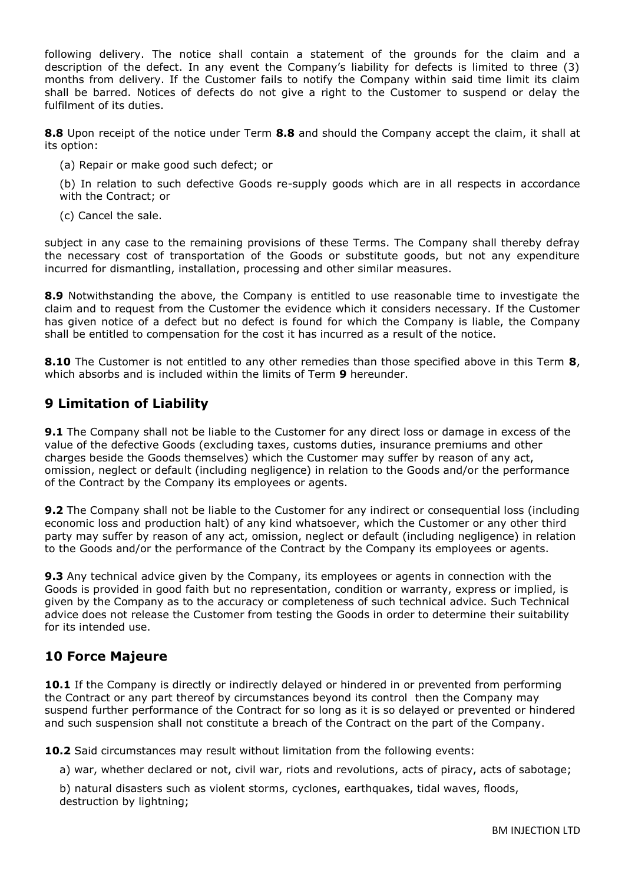following delivery. The notice shall contain a statement of the grounds for the claim and a description of the defect. In any event the Company's liability for defects is limited to three (3) months from delivery. If the Customer fails to notify the Company within said time limit its claim shall be barred. Notices of defects do not give a right to the Customer to suspend or delay the fulfilment of its duties.

**8.8** Upon receipt of the notice under Term **8.8** and should the Company accept the claim, it shall at its option:

(a) Repair or make good such defect; or

(b) In relation to such defective Goods re-supply goods which are in all respects in accordance with the Contract; or

(c) Cancel the sale.

subject in any case to the remaining provisions of these Terms. The Company shall thereby defray the necessary cost of transportation of the Goods or substitute goods, but not any expenditure incurred for dismantling, installation, processing and other similar measures.

**8.9** Notwithstanding the above, the Company is entitled to use reasonable time to investigate the claim and to request from the Customer the evidence which it considers necessary. If the Customer has given notice of a defect but no defect is found for which the Company is liable, the Company shall be entitled to compensation for the cost it has incurred as a result of the notice.

**8.10** The Customer is not entitled to any other remedies than those specified above in this Term **8**, which absorbs and is included within the limits of Term **9** hereunder.

## 9 Limitation of Liability

**9.1** The Company shall not be liable to the Customer for any direct loss or damage in excess of the value of the defective Goods (excluding taxes, customs duties, insurance premiums and other charges beside the Goods themselves) which the Customer may suffer by reason of any act, omission, neglect or default (including negligence) in relation to the Goods and/or the performance of the Contract by the Company its employees or agents.

**9.2** The Company shall not be liable to the Customer for any indirect or consequential loss (including economic loss and production halt) of any kind whatsoever, which the Customer or any other third party may suffer by reason of any act, omission, neglect or default (including negligence) in relation to the Goods and/or the performance of the Contract by the Company its employees or agents.

**9.3** Any technical advice given by the Company, its employees or agents in connection with the Goods is provided in good faith but no representation, condition or warranty, express or implied, is given by the Company as to the accuracy or completeness of such technical advice. Such Technical advice does not release the Customer from testing the Goods in order to determine their suitability for its intended use.

## 10 Force Majeure

**10.1** If the Company is directly or indirectly delayed or hindered in or prevented from performing the Contract or any part thereof by circumstances beyond its control then the Company may suspend further performance of the Contract for so long as it is so delayed or prevented or hindered and such suspension shall not constitute a breach of the Contract on the part of the Company.

**10.2** Said circumstances may result without limitation from the following events:

a) war, whether declared or not, civil war, riots and revolutions, acts of piracy, acts of sabotage;

b) natural disasters such as violent storms, cyclones, earthquakes, tidal waves, floods, destruction by lightning;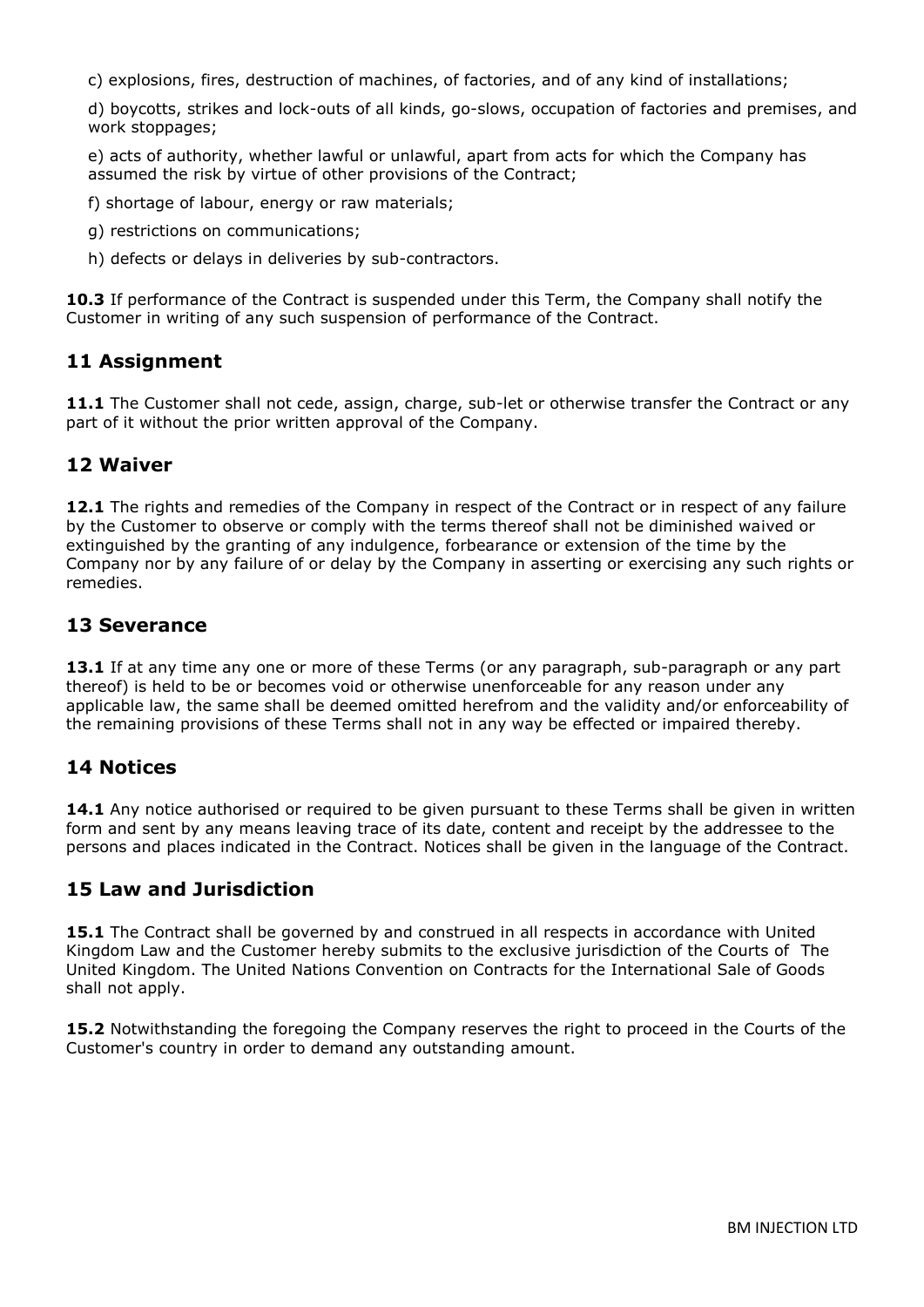c) explosions, fires, destruction of machines, of factories, and of any kind of installations;

d) boycotts, strikes and lock-outs of all kinds, go-slows, occupation of factories and premises, and work stoppages;

e) acts of authority, whether lawful or unlawful, apart from acts for which the Company has assumed the risk by virtue of other provisions of the Contract;

f) shortage of labour, energy or raw materials;

g) restrictions on communications;

h) defects or delays in deliveries by sub-contractors.

**10.3** If performance of the Contract is suspended under this Term, the Company shall notify the Customer in writing of any such suspension of performance of the Contract.

## 11 Assignment

**11.1** The Customer shall not cede, assign, charge, sub-let or otherwise transfer the Contract or any part of it without the prior written approval of the Company.

## 12 Waiver

**12.1** The rights and remedies of the Company in respect of the Contract or in respect of any failure by the Customer to observe or comply with the terms thereof shall not be diminished waived or extinguished by the granting of any indulgence, forbearance or extension of the time by the Company nor by any failure of or delay by the Company in asserting or exercising any such rights or remedies.

## 13 Severance

**13.1** If at any time any one or more of these Terms (or any paragraph, sub-paragraph or any part thereof) is held to be or becomes void or otherwise unenforceable for any reason under any applicable law, the same shall be deemed omitted herefrom and the validity and/or enforceability of the remaining provisions of these Terms shall not in any way be effected or impaired thereby.

## 14 Notices

**14.1** Any notice authorised or required to be given pursuant to these Terms shall be given in written form and sent by any means leaving trace of its date, content and receipt by the addressee to the persons and places indicated in the Contract. Notices shall be given in the language of the Contract.

## 15 Law and Jurisdiction

**15.1** The Contract shall be governed by and construed in all respects in accordance with United Kingdom Law and the Customer hereby submits to the exclusive jurisdiction of the Courts of The United Kingdom. The United Nations Convention on Contracts for the International Sale of Goods shall not apply.

**15.2** Notwithstanding the foregoing the Company reserves the right to proceed in the Courts of the Customer's country in order to demand any outstanding amount.